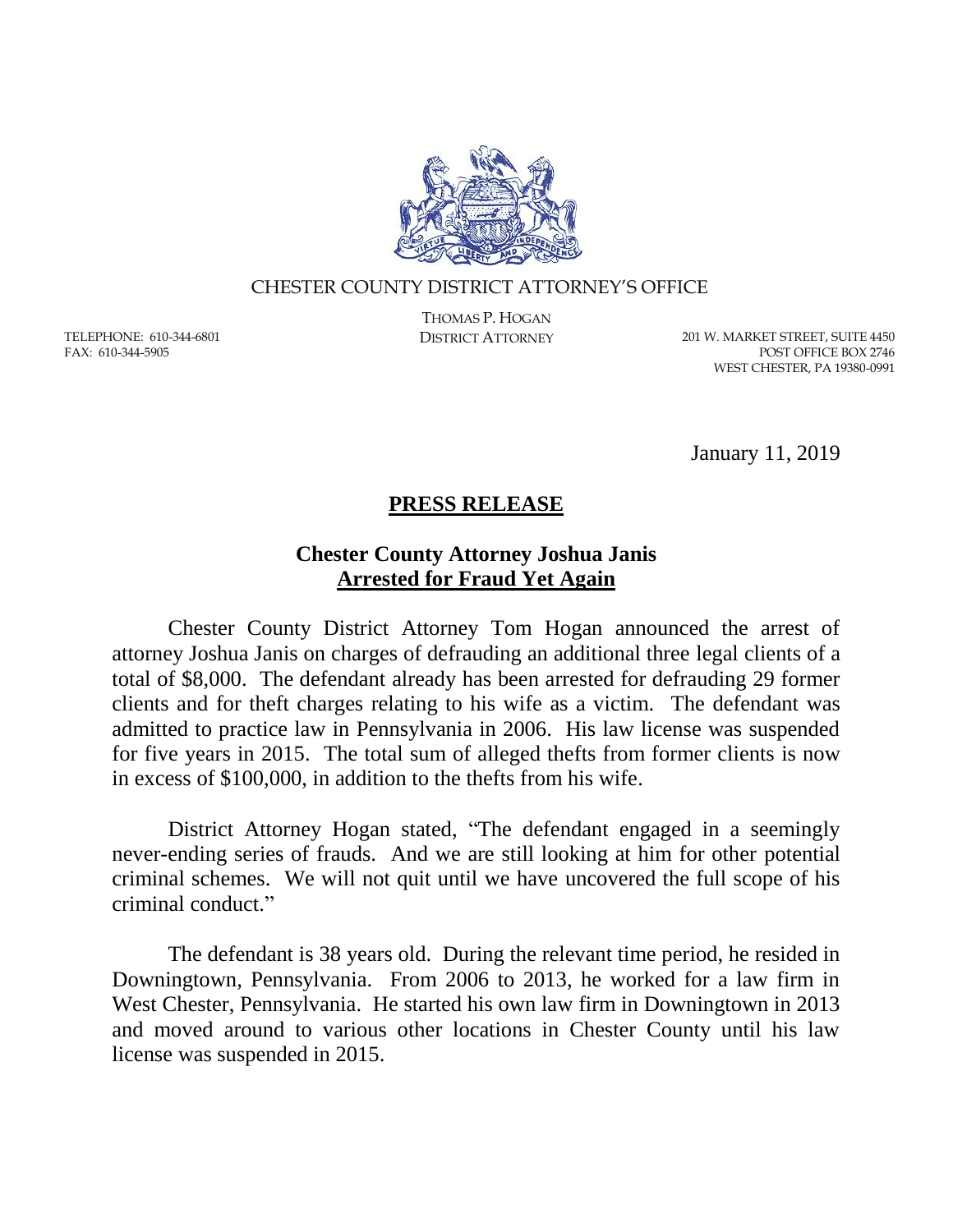CHESTER COUNTY DISTRICT ATTORNEY'S OFFICE

THOMAS P. HOGAN
DISTRICT ATTORNEY

TELEPHONE: 610-344-6801
FAX: 610-344-5905

201 W. MARKET STREET, SUITE 4450
POST OFFICE BOX 2746
WEST CHESTER, PA 19380-0991

January 11, 2019

## PRESS RELEASE

### Chester County Attorney Joshua Janis Arrested for Fraud Yet Again

Chester County District Attorney Tom Hogan announced the arrest of attorney Joshua Janis on charges of defrauding an additional three legal clients of a total of $8,000. The defendant already has been arrested for defrauding 29 former clients and for theft charges relating to his wife as a victim. The defendant was admitted to practice law in Pennsylvania in 2006. His law license was suspended for five years in 2015. The total sum of alleged thefts from former clients is now in excess of $100,000, in addition to the thefts from his wife.

District Attorney Hogan stated, "The defendant engaged in a seemingly never-ending series of frauds. And we are still looking at him for other potential criminal schemes. We will not quit until we have uncovered the full scope of his criminal conduct."

The defendant is 38 years old. During the relevant time period, he resided in Downingtown, Pennsylvania. From 2006 to 2013, he worked for a law firm in West Chester, Pennsylvania. He started his own law firm in Downingtown in 2013 and moved around to various other locations in Chester County until his law license was suspended in 2015.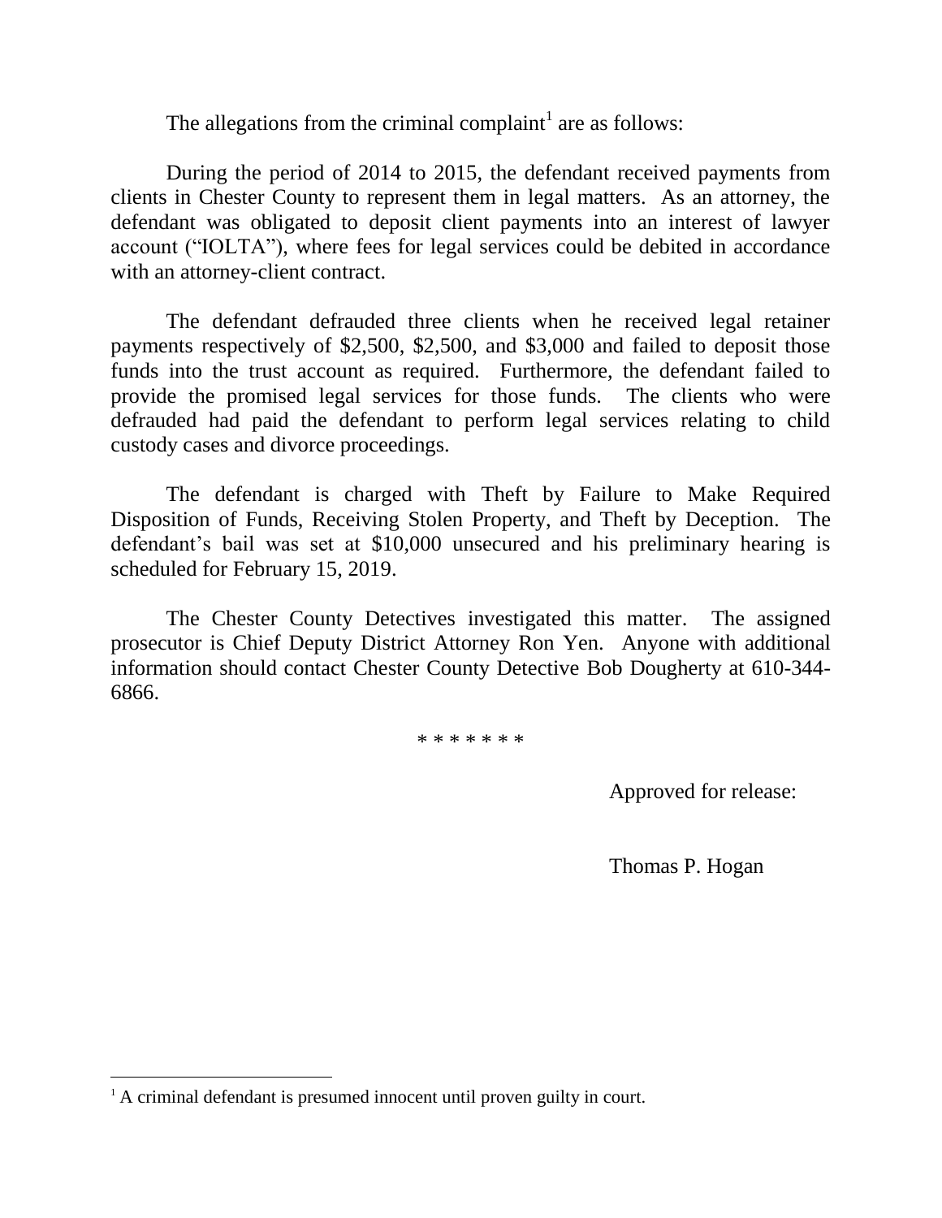The allegations from the criminal complaint[1] are as follows:

During the period of 2014 to 2015, the defendant received payments from clients in Chester County to represent them in legal matters. As an attorney, the defendant was obligated to deposit client payments into an interest of lawyer account ("IOLTA"), where fees for legal services could be debited in accordance with an attorney-client contract.

The defendant defrauded three clients when he received legal retainer payments respectively of $2,500, $2,500, and $3,000 and failed to deposit those funds into the trust account as required. Furthermore, the defendant failed to provide the promised legal services for those funds. The clients who were defrauded had paid the defendant to perform legal services relating to child custody cases and divorce proceedings.

The defendant is charged with Theft by Failure to Make Required Disposition of Funds, Receiving Stolen Property, and Theft by Deception. The defendant's bail was set at $10,000 unsecured and his preliminary hearing is scheduled for February 15, 2019.

The Chester County Detectives investigated this matter. The assigned prosecutor is Chief Deputy District Attorney Ron Yen. Anyone with additional information should contact Chester County Detective Bob Dougherty at 610-344-6866.

\* \* \* \* \* \* \*

Approved for release:

Thomas P. Hogan

[1] A criminal defendant is presumed innocent until proven guilty in court.